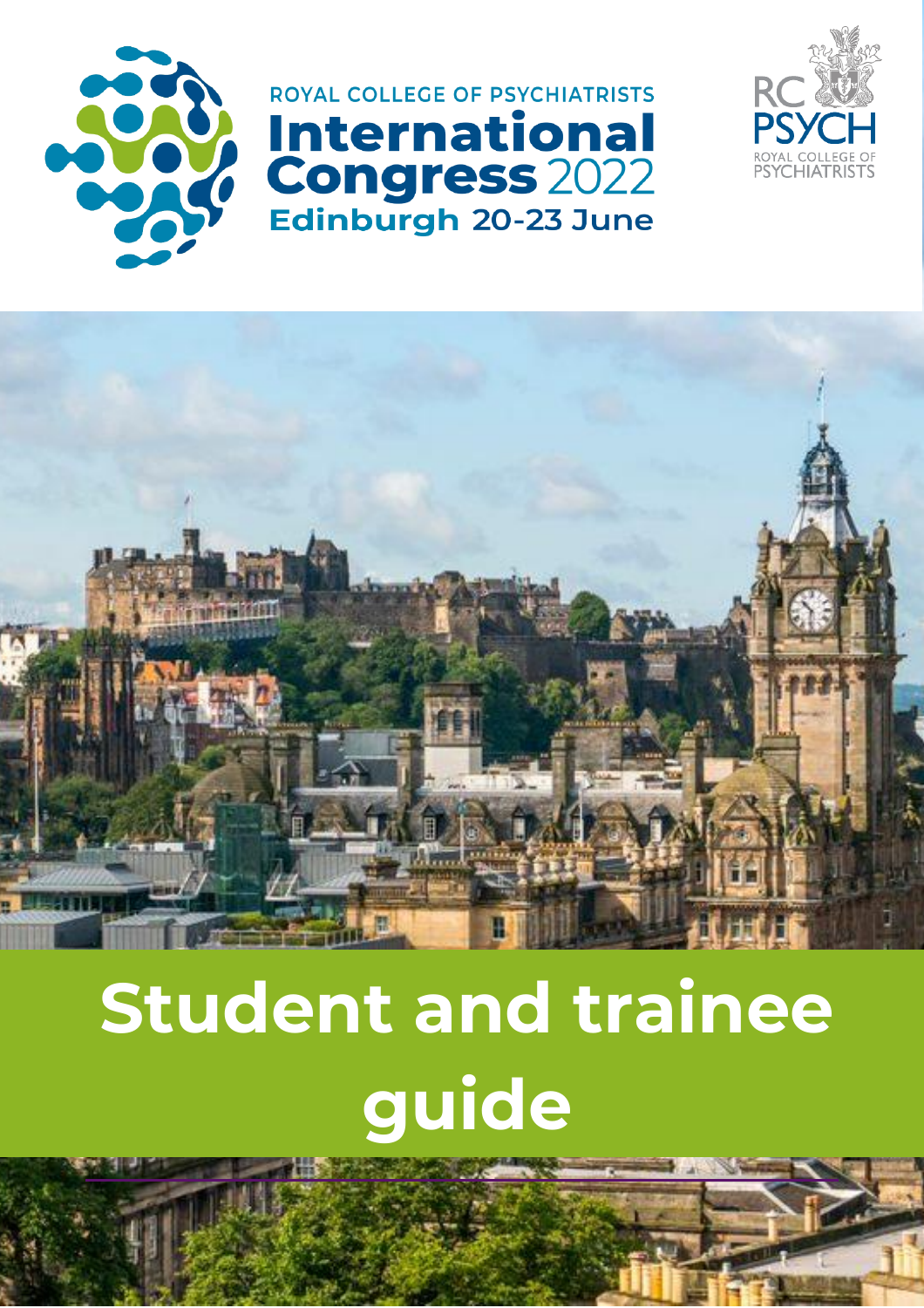ROYAL COLLEGE OF PSYCHIATRISTS

# International Congress 2022

**Edinburgh 20-23 June**

RC PSYCH ROYAL COLLEGE OF PSYCHIATRISTS

# Student and trainee guide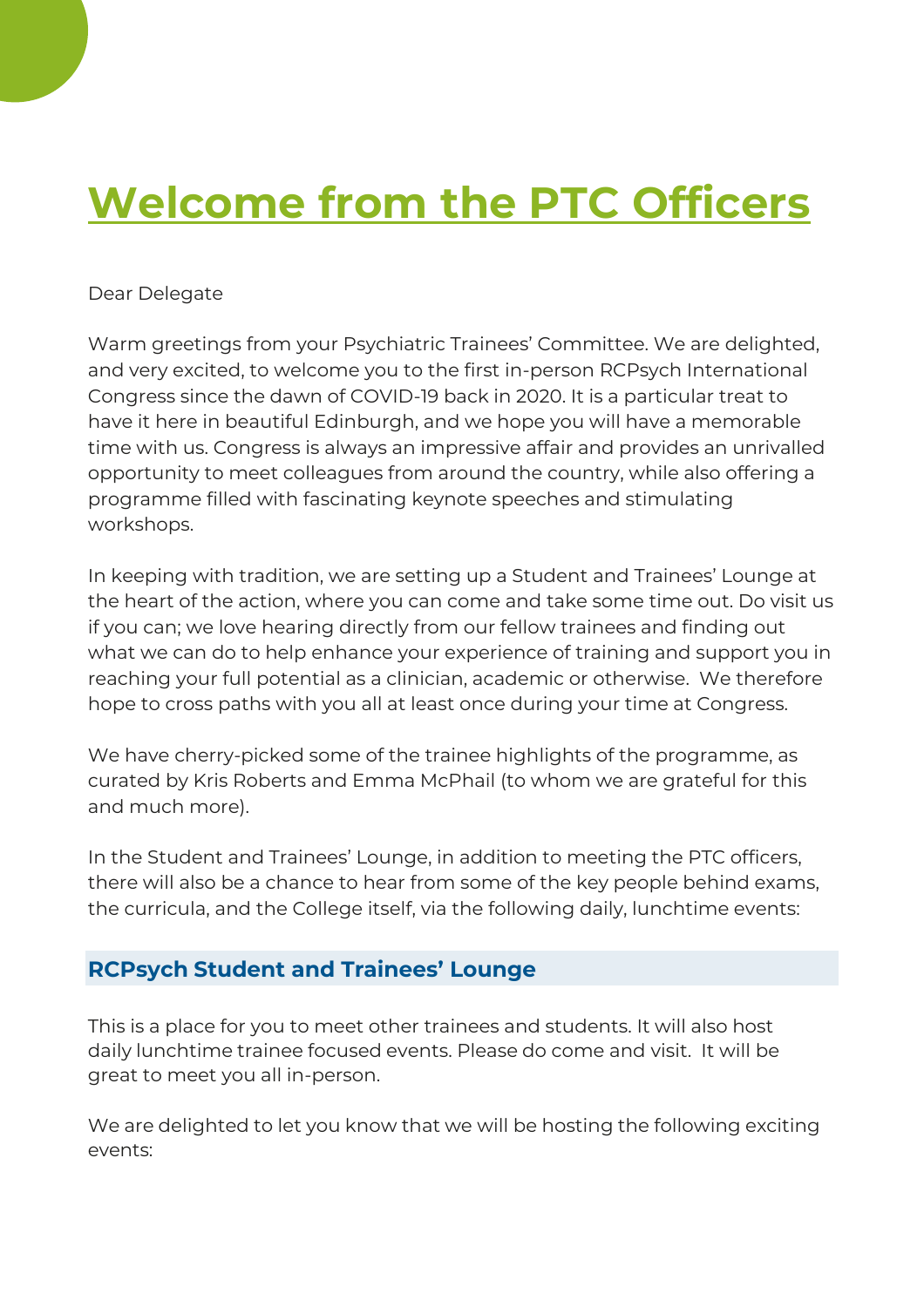# Welcome from the PTC Officers

Dear Delegate

Warm greetings from your Psychiatric Trainees' Committee. We are delighted, and very excited, to welcome you to the first in-person RCPsych International Congress since the dawn of COVID-19 back in 2020. It is a particular treat to have it here in beautiful Edinburgh, and we hope you will have a memorable time with us. Congress is always an impressive affair and provides an unrivalled opportunity to meet colleagues from around the country, while also offering a programme filled with fascinating keynote speeches and stimulating workshops.

In keeping with tradition, we are setting up a Student and Trainees' Lounge at the heart of the action, where you can come and take some time out. Do visit us if you can; we love hearing directly from our fellow trainees and finding out what we can do to help enhance your experience of training and support you in reaching your full potential as a clinician, academic or otherwise. We therefore hope to cross paths with you all at least once during your time at Congress.

We have cherry-picked some of the trainee highlights of the programme, as curated by Kris Roberts and Emma McPhail (to whom we are grateful for this and much more).

In the Student and Trainees' Lounge, in addition to meeting the PTC officers, there will also be a chance to hear from some of the key people behind exams, the curricula, and the College itself, via the following daily, lunchtime events:

## RCPsych Student and Trainees' Lounge

This is a place for you to meet other trainees and students. It will also host daily lunchtime trainee focused events. Please do come and visit. It will be great to meet you all in-person.

We are delighted to let you know that we will be hosting the following exciting events: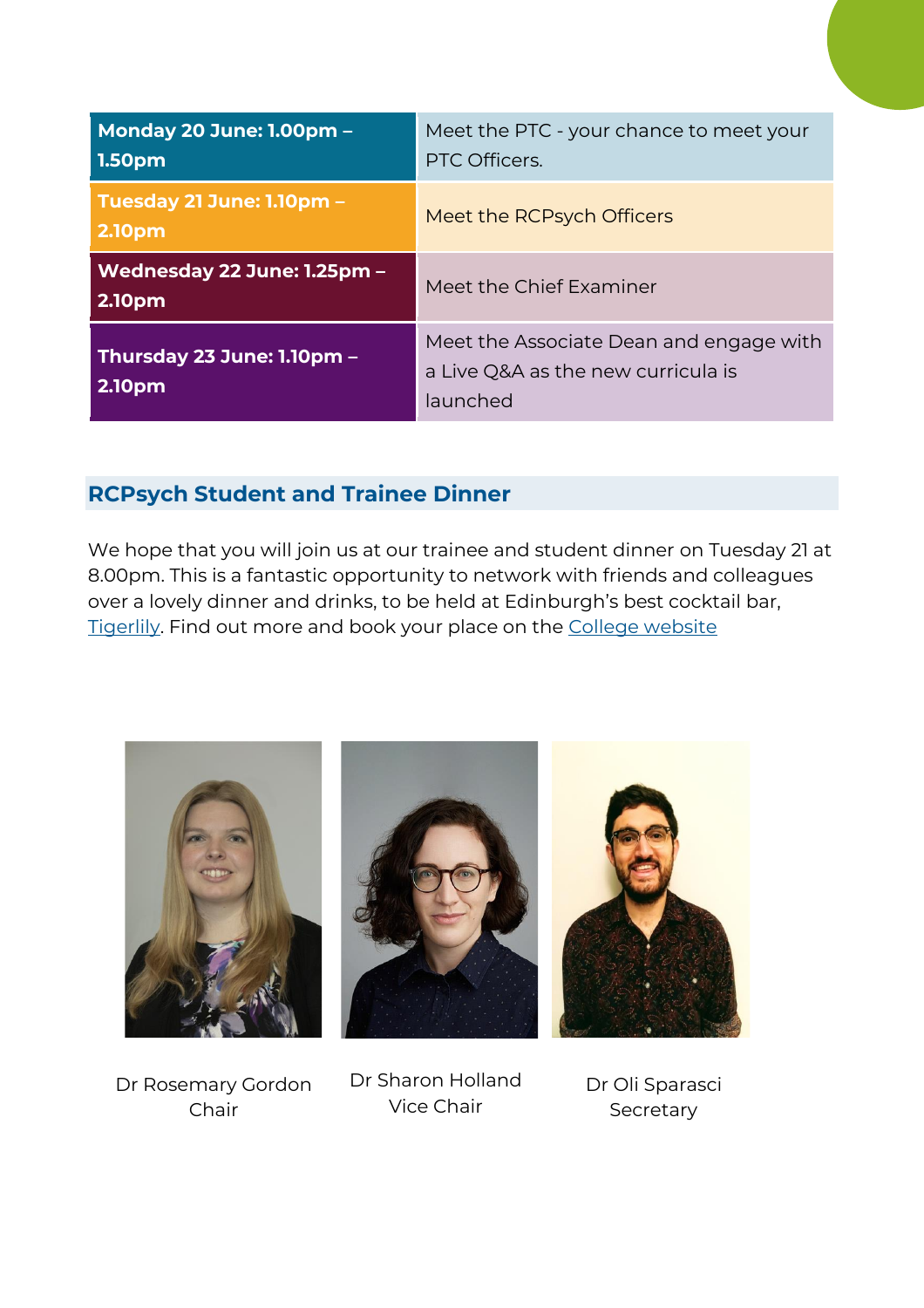| **Monday 20 June: 1.00pm – 1.50pm** | Meet the PTC - your chance to meet your PTC Officers. |
|---|---|
| **Tuesday 21 June: 1.10pm – 2.10pm** | Meet the RCPsych Officers |
| **Wednesday 22 June: 1.25pm – 2.10pm** | Meet the Chief Examiner |
| **Thursday 23 June: 1.10pm – 2.10pm** | Meet the Associate Dean and engage with a Live Q&A as the new curricula is launched |

## RCPsych Student and Trainee Dinner

We hope that you will join us at our trainee and student dinner on Tuesday 21 at 8.00pm. This is a fantastic opportunity to network with friends and colleagues over a lovely dinner and drinks, to be held at Edinburgh's best cocktail bar, Tigerlily. Find out more and book your place on the College website

Dr Rosemary Gordon
Chair

Dr Sharon Holland
Vice Chair

Dr Oli Sparasci
Secretary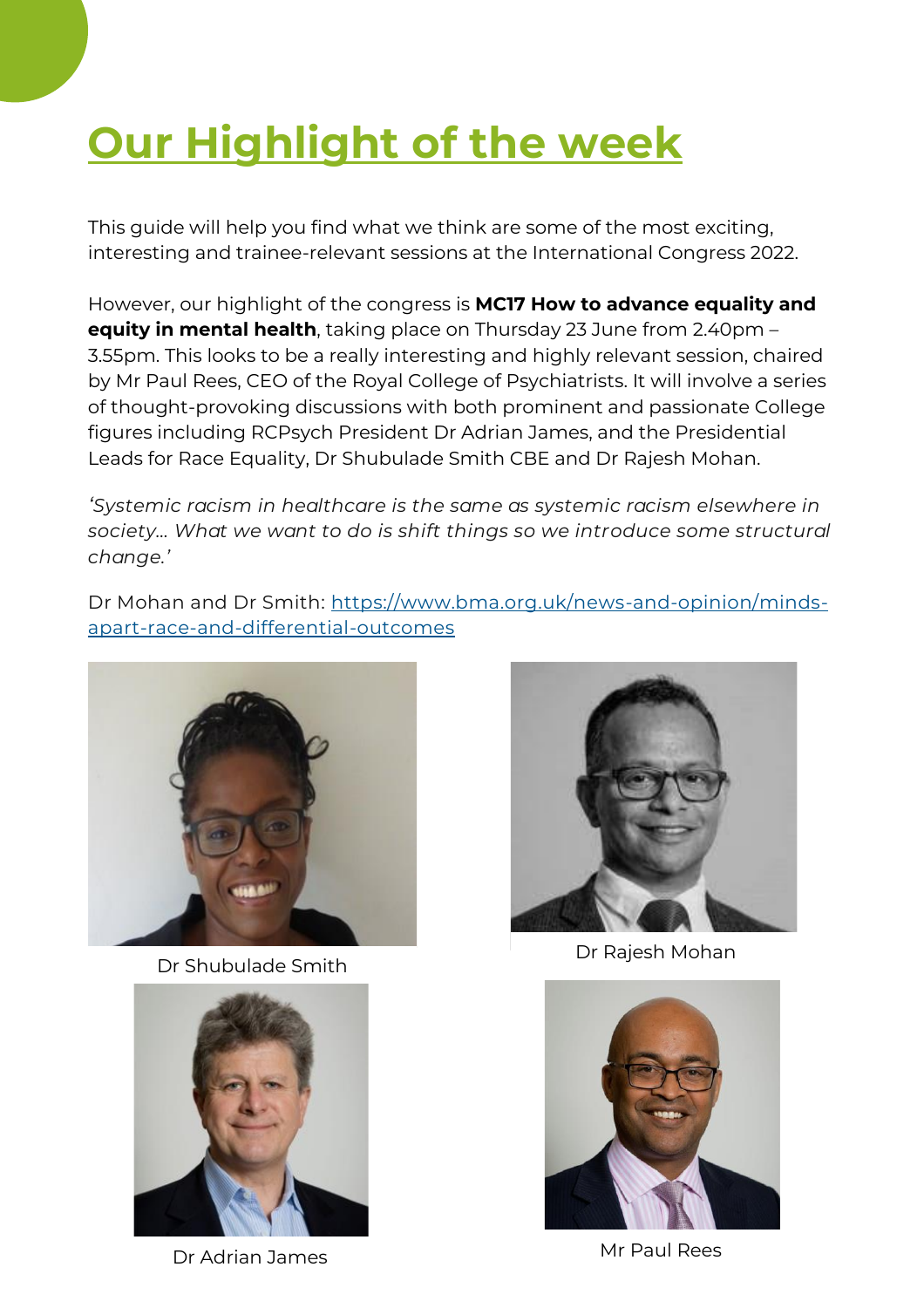# Our Highlight of the week

This guide will help you find what we think are some of the most exciting, interesting and trainee-relevant sessions at the International Congress 2022.

However, our highlight of the congress is **MC17 How to advance equality and equity in mental health**, taking place on Thursday 23 June from 2.40pm – 3.55pm. This looks to be a really interesting and highly relevant session, chaired by Mr Paul Rees, CEO of the Royal College of Psychiatrists. It will involve a series of thought-provoking discussions with both prominent and passionate College figures including RCPsych President Dr Adrian James, and the Presidential Leads for Race Equality, Dr Shubulade Smith CBE and Dr Rajesh Mohan.

*'Systemic racism in healthcare is the same as systemic racism elsewhere in society… What we want to do is shift things so we introduce some structural change.'*

Dr Mohan and Dr Smith: [https://www.bma.org.uk/news-and-opinion/minds-apart-race-and-differential-outcomes](https://www.bma.org.uk/news-and-opinion/minds-apart-race-and-differential-outcomes)

Dr Shubulade Smith

Dr Rajesh Mohan

Dr Adrian James

Mr Paul Rees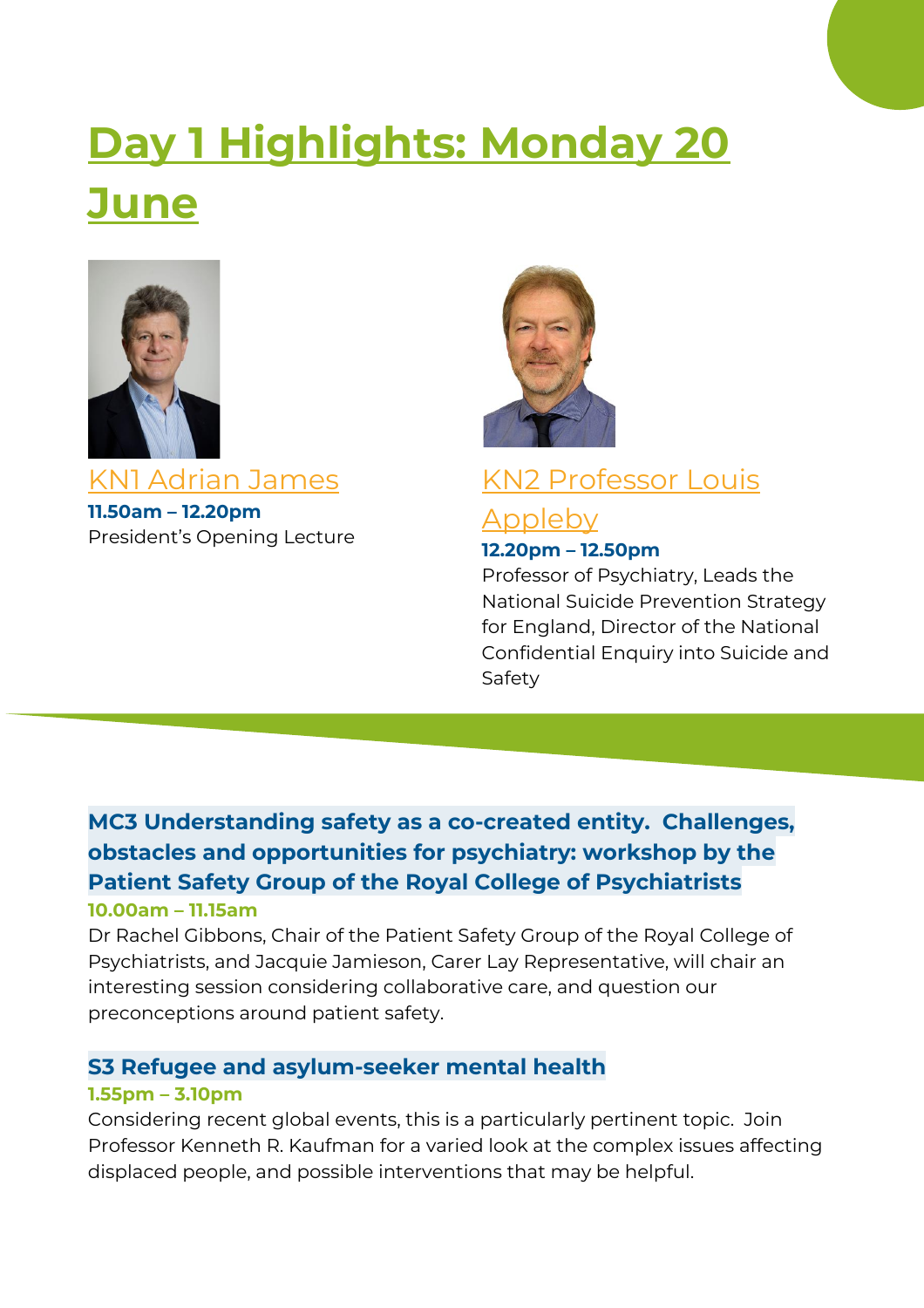# Day 1 Highlights: Monday 20 June

## KN1 Adrian James

**11.50am – 12.20pm**

President's Opening Lecture

## KN2 Professor Louis Appleby

**12.20pm – 12.50pm**

Professor of Psychiatry, Leads the National Suicide Prevention Strategy for England, Director of the National Confidential Enquiry into Suicide and Safety

### MC3 Understanding safety as a co-created entity. Challenges, obstacles and opportunities for psychiatry: workshop by the Patient Safety Group of the Royal College of Psychiatrists

**10.00am – 11.15am**

Dr Rachel Gibbons, Chair of the Patient Safety Group of the Royal College of Psychiatrists, and Jacquie Jamieson, Carer Lay Representative, will chair an interesting session considering collaborative care, and question our preconceptions around patient safety.

### S3 Refugee and asylum-seeker mental health

**1.55pm – 3.10pm**

Considering recent global events, this is a particularly pertinent topic. Join Professor Kenneth R. Kaufman for a varied look at the complex issues affecting displaced people, and possible interventions that may be helpful.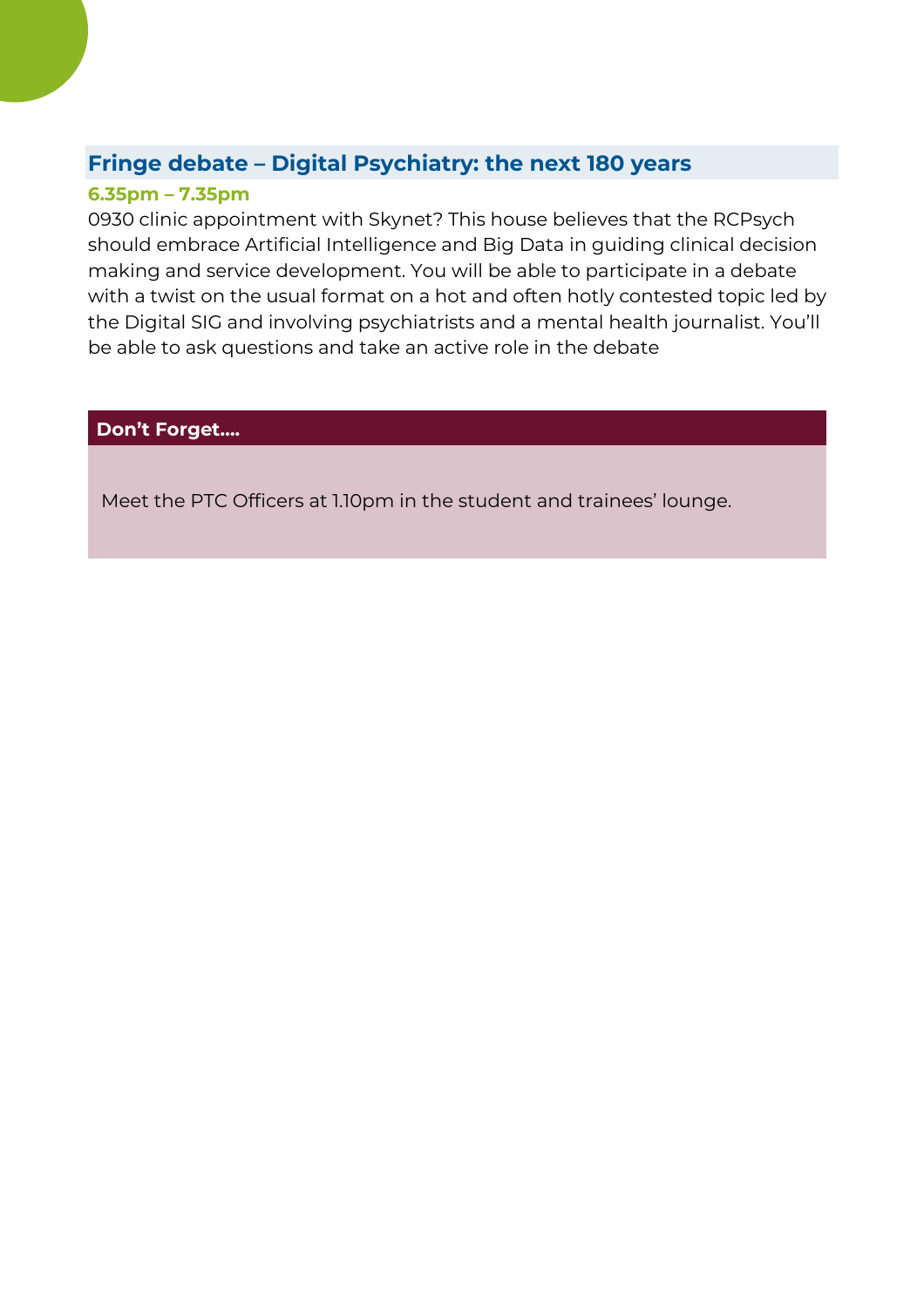## Fringe debate – Digital Psychiatry: the next 180 years

**6.35pm – 7.35pm**

0930 clinic appointment with Skynet? This house believes that the RCPsych should embrace Artificial Intelligence and Big Data in guiding clinical decision making and service development. You will be able to participate in a debate with a twist on the usual format on a hot and often hotly contested topic led by the Digital SIG and involving psychiatrists and a mental health journalist. You'll be able to ask questions and take an active role in the debate

**Don't Forget….**

Meet the PTC Officers at 1.10pm in the student and trainees' lounge.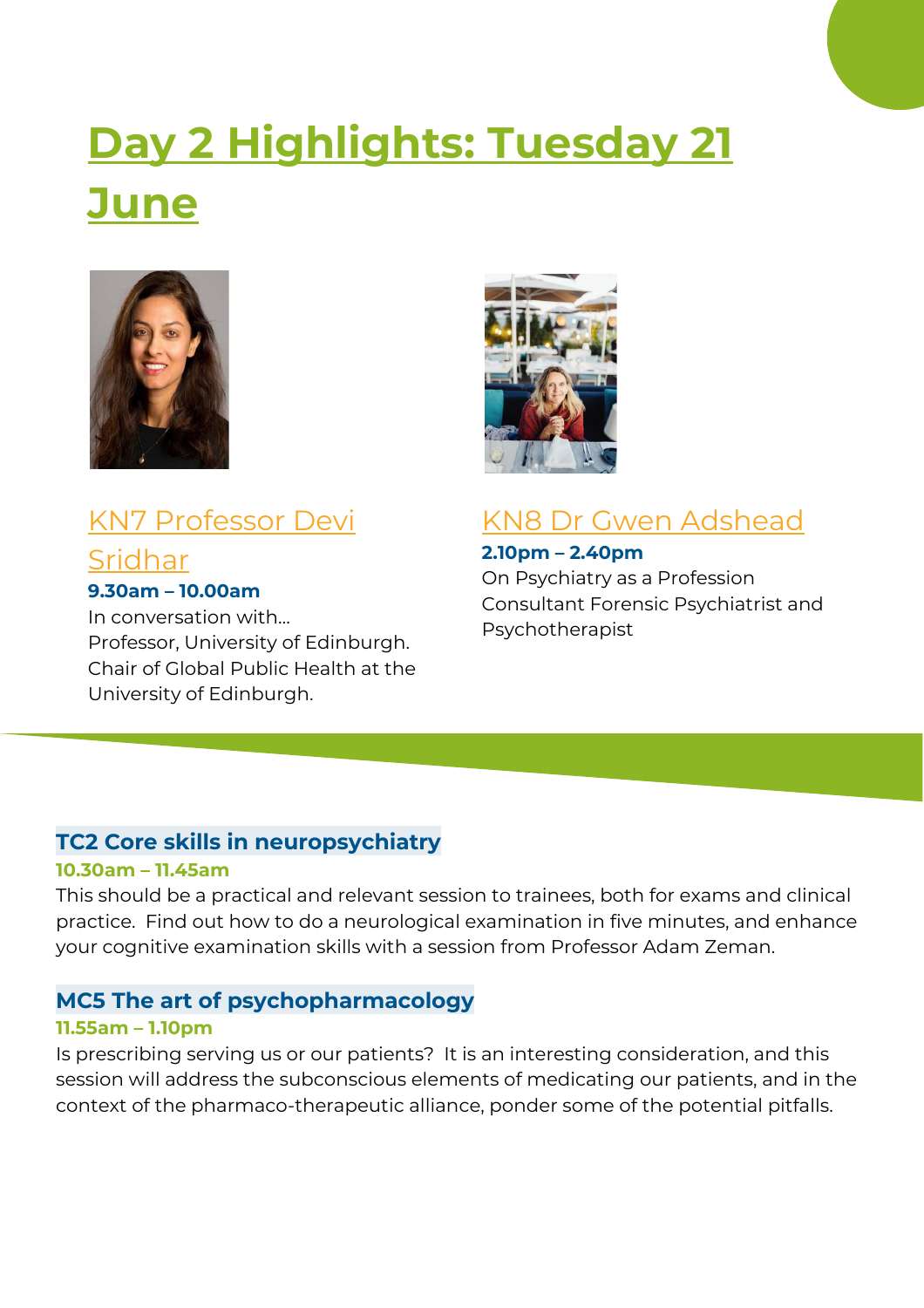# Day 2 Highlights: Tuesday 21 June

### KN7 Professor Devi Sridhar

**9.30am – 10.00am**

In conversation with...
Professor, University of Edinburgh.
Chair of Global Public Health at the University of Edinburgh.

### KN8 Dr Gwen Adshead

**2.10pm – 2.40pm**

On Psychiatry as a Profession
Consultant Forensic Psychiatrist and Psychotherapist

### TC2 Core skills in neuropsychiatry

**10.30am – 11.45am**

This should be a practical and relevant session to trainees, both for exams and clinical practice. Find out how to do a neurological examination in five minutes, and enhance your cognitive examination skills with a session from Professor Adam Zeman.

### MC5 The art of psychopharmacology

**11.55am – 1.10pm**

Is prescribing serving us or our patients? It is an interesting consideration, and this session will address the subconscious elements of medicating our patients, and in the context of the pharmaco-therapeutic alliance, ponder some of the potential pitfalls.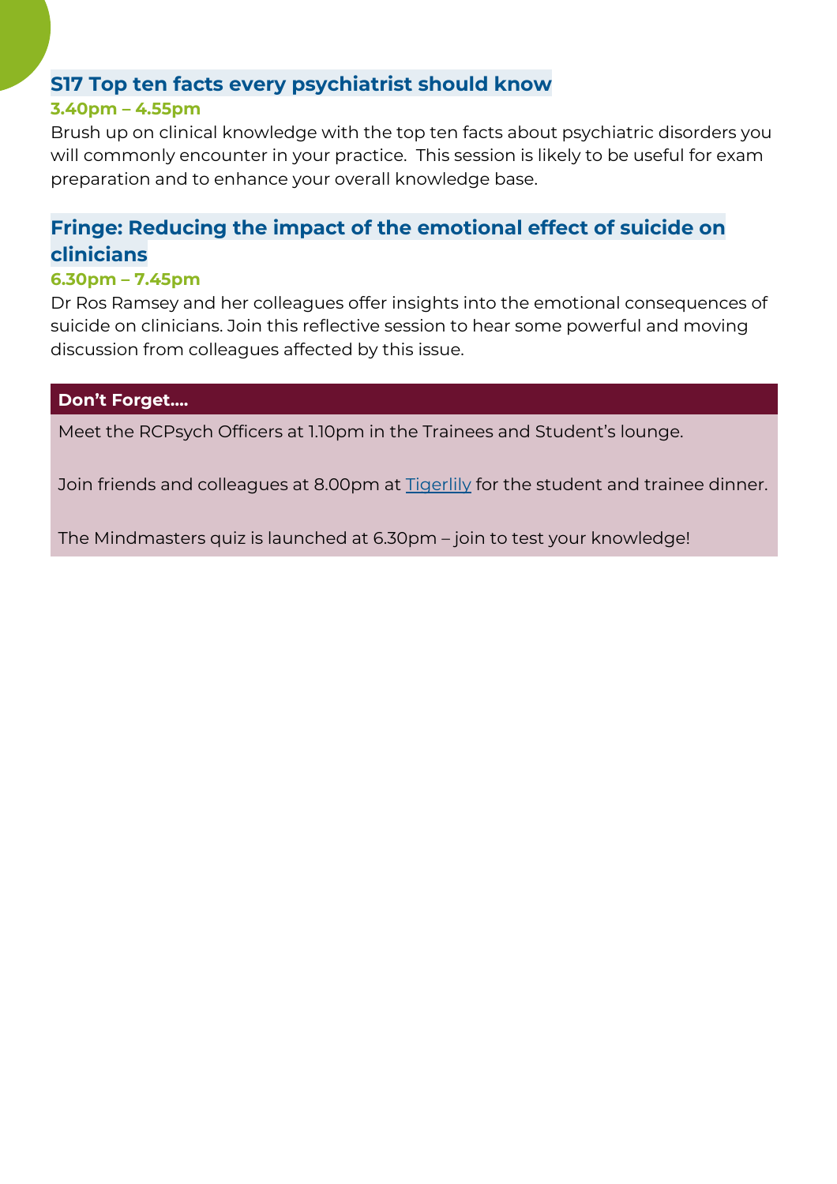## S17 Top ten facts every psychiatrist should know

**3.40pm – 4.55pm**

Brush up on clinical knowledge with the top ten facts about psychiatric disorders you will commonly encounter in your practice. This session is likely to be useful for exam preparation and to enhance your overall knowledge base.

## Fringe: Reducing the impact of the emotional effect of suicide on clinicians

**6.30pm – 7.45pm**

Dr Ros Ramsey and her colleagues offer insights into the emotional consequences of suicide on clinicians. Join this reflective session to hear some powerful and moving discussion from colleagues affected by this issue.

**Don't Forget….**

Meet the RCPsych Officers at 1.10pm in the Trainees and Student's lounge.

Join friends and colleagues at 8.00pm at Tigerlily for the student and trainee dinner.

The Mindmasters quiz is launched at 6.30pm – join to test your knowledge!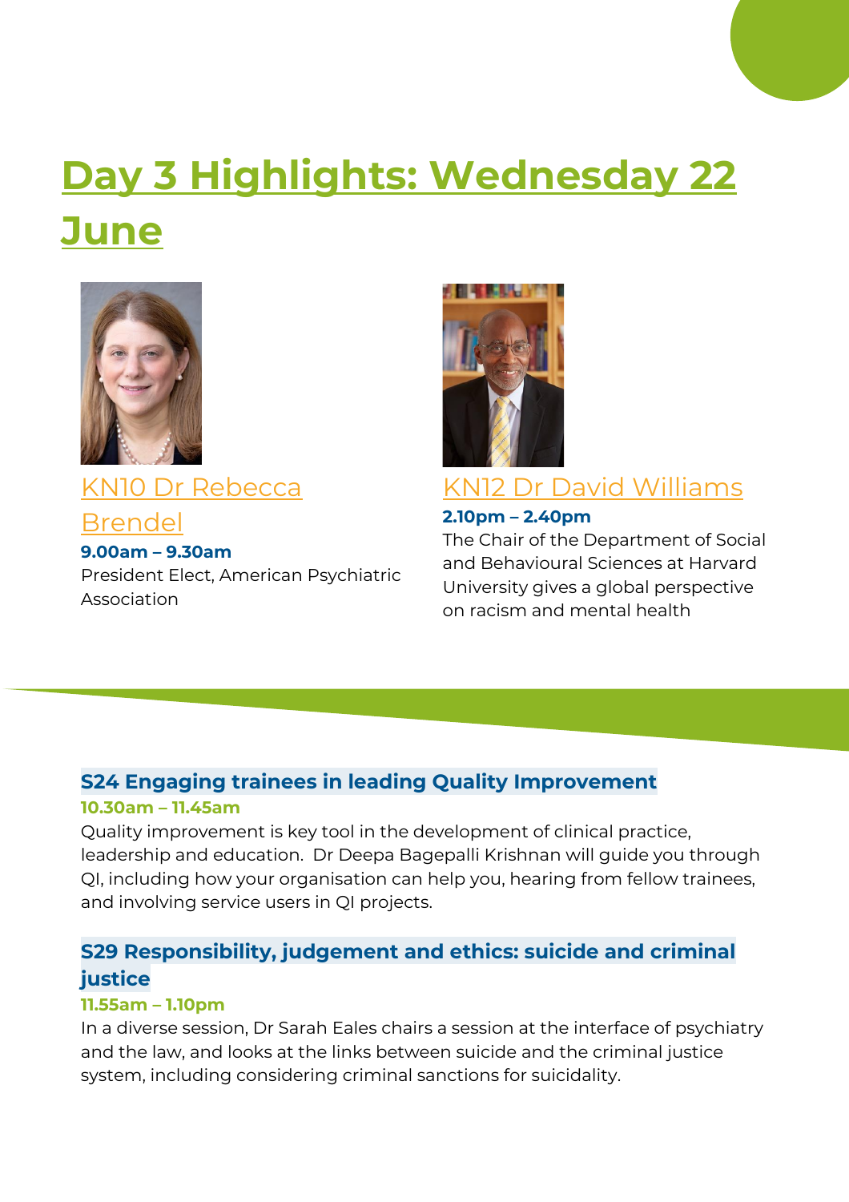# Day 3 Highlights: Wednesday 22 June

## KN10 Dr Rebecca Brendel

**9.00am – 9.30am**

President Elect, American Psychiatric Association

## KN12 Dr David Williams

**2.10pm – 2.40pm**

The Chair of the Department of Social and Behavioural Sciences at Harvard University gives a global perspective on racism and mental health

### S24 Engaging trainees in leading Quality Improvement

**10.30am – 11.45am**

Quality improvement is key tool in the development of clinical practice, leadership and education. Dr Deepa Bagepalli Krishnan will guide you through QI, including how your organisation can help you, hearing from fellow trainees, and involving service users in QI projects.

### S29 Responsibility, judgement and ethics: suicide and criminal justice

**11.55am – 1.10pm**

In a diverse session, Dr Sarah Eales chairs a session at the interface of psychiatry and the law, and looks at the links between suicide and the criminal justice system, including considering criminal sanctions for suicidality.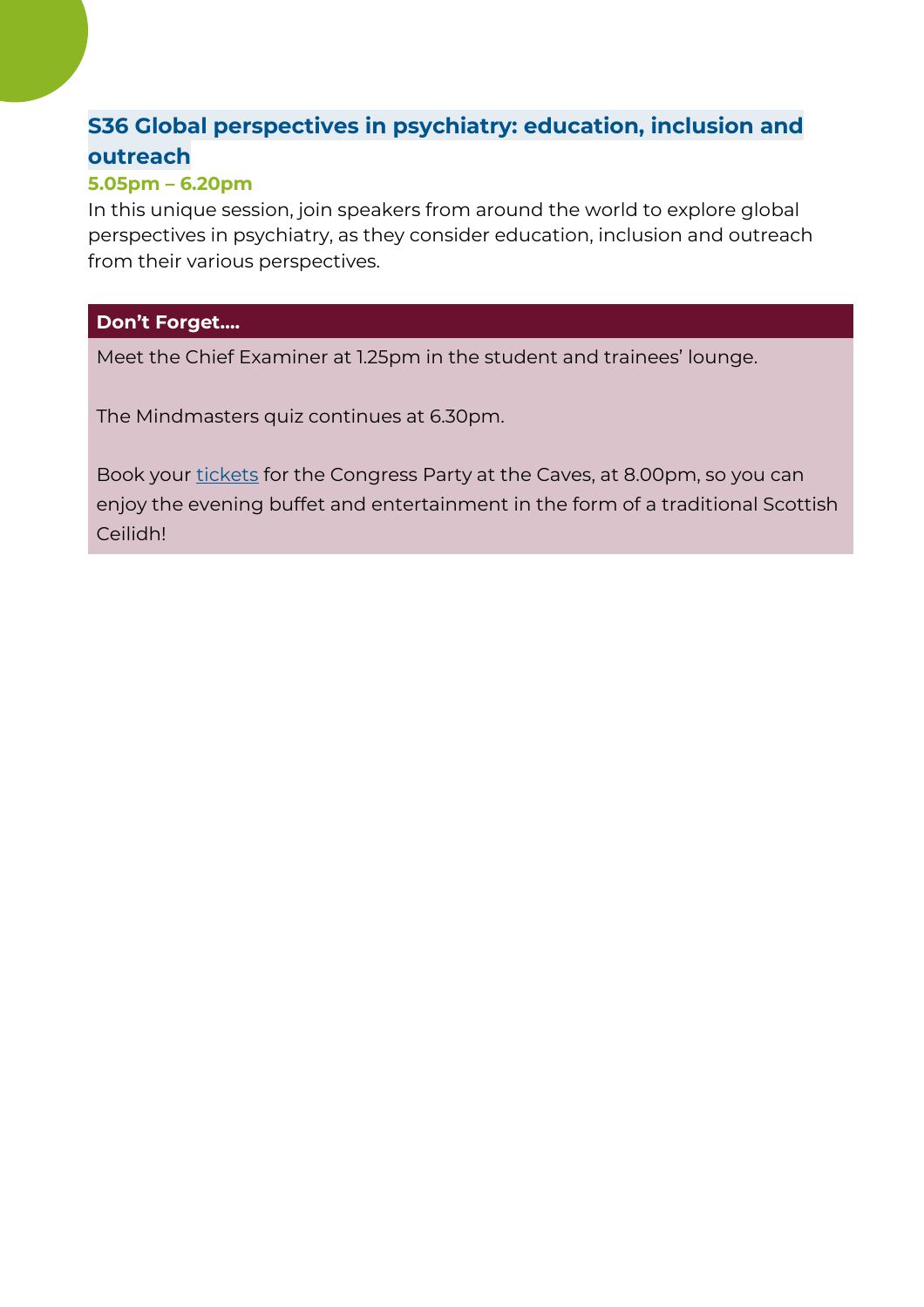## S36 Global perspectives in psychiatry: education, inclusion and outreach

**5.05pm – 6.20pm**

In this unique session, join speakers from around the world to explore global perspectives in psychiatry, as they consider education, inclusion and outreach from their various perspectives.

**Don't Forget….**

Meet the Chief Examiner at 1.25pm in the student and trainees' lounge.

The Mindmasters quiz continues at 6.30pm.

Book your tickets for the Congress Party at the Caves, at 8.00pm, so you can enjoy the evening buffet and entertainment in the form of a traditional Scottish Ceilidh!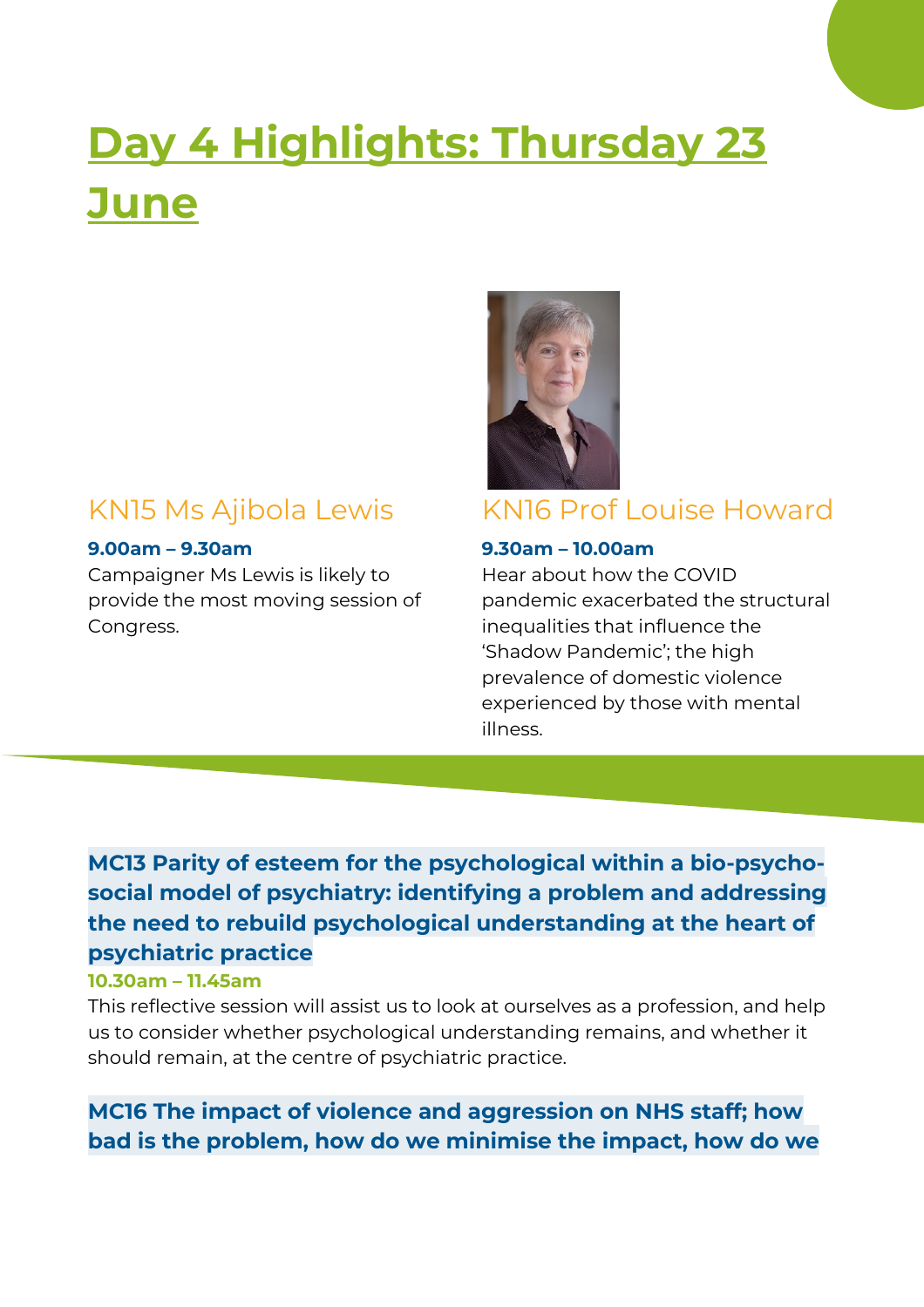# Day 4 Highlights: Thursday 23 June

## KN15 Ms Ajibola Lewis

**9.00am – 9.30am**

Campaigner Ms Lewis is likely to provide the most moving session of Congress.

## KN16 Prof Louise Howard

**9.30am – 10.00am**

Hear about how the COVID pandemic exacerbated the structural inequalities that influence the 'Shadow Pandemic'; the high prevalence of domestic violence experienced by those with mental illness.

### MC13 Parity of esteem for the psychological within a bio-psycho-social model of psychiatry: identifying a problem and addressing the need to rebuild psychological understanding at the heart of psychiatric practice

**10.30am – 11.45am**

This reflective session will assist us to look at ourselves as a profession, and help us to consider whether psychological understanding remains, and whether it should remain, at the centre of psychiatric practice.

### MC16 The impact of violence and aggression on NHS staff; how bad is the problem, how do we minimise the impact, how do we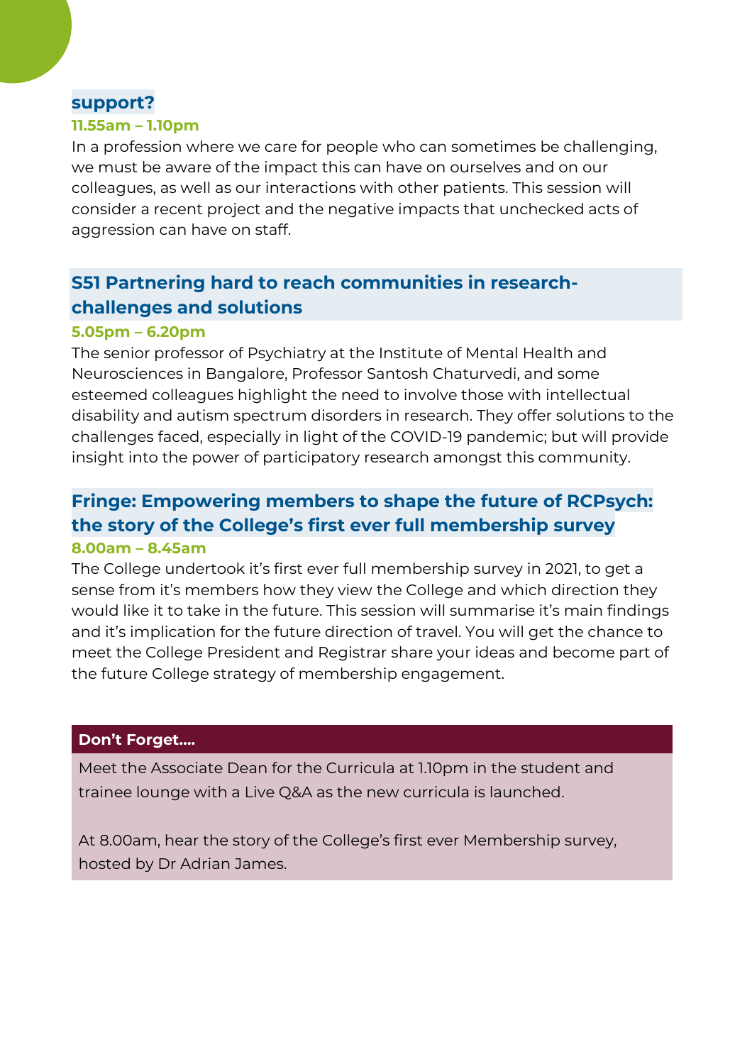### support?

**11.55am – 1.10pm**

In a profession where we care for people who can sometimes be challenging, we must be aware of the impact this can have on ourselves and on our colleagues, as well as our interactions with other patients. This session will consider a recent project and the negative impacts that unchecked acts of aggression can have on staff.

### S51 Partnering hard to reach communities in research- challenges and solutions

**5.05pm – 6.20pm**

The senior professor of Psychiatry at the Institute of Mental Health and Neurosciences in Bangalore, Professor Santosh Chaturvedi, and some esteemed colleagues highlight the need to involve those with intellectual disability and autism spectrum disorders in research. They offer solutions to the challenges faced, especially in light of the COVID-19 pandemic; but will provide insight into the power of participatory research amongst this community.

### Fringe: Empowering members to shape the future of RCPsych: the story of the College's first ever full membership survey

**8.00am – 8.45am**

The College undertook it's first ever full membership survey in 2021, to get a sense from it's members how they view the College and which direction they would like it to take in the future. This session will summarise it's main findings and it's implication for the future direction of travel. You will get the chance to meet the College President and Registrar share your ideas and become part of the future College strategy of membership engagement.

**Don't Forget....**

Meet the Associate Dean for the Curricula at 1.10pm in the student and trainee lounge with a Live Q&A as the new curricula is launched.

At 8.00am, hear the story of the College's first ever Membership survey, hosted by Dr Adrian James.